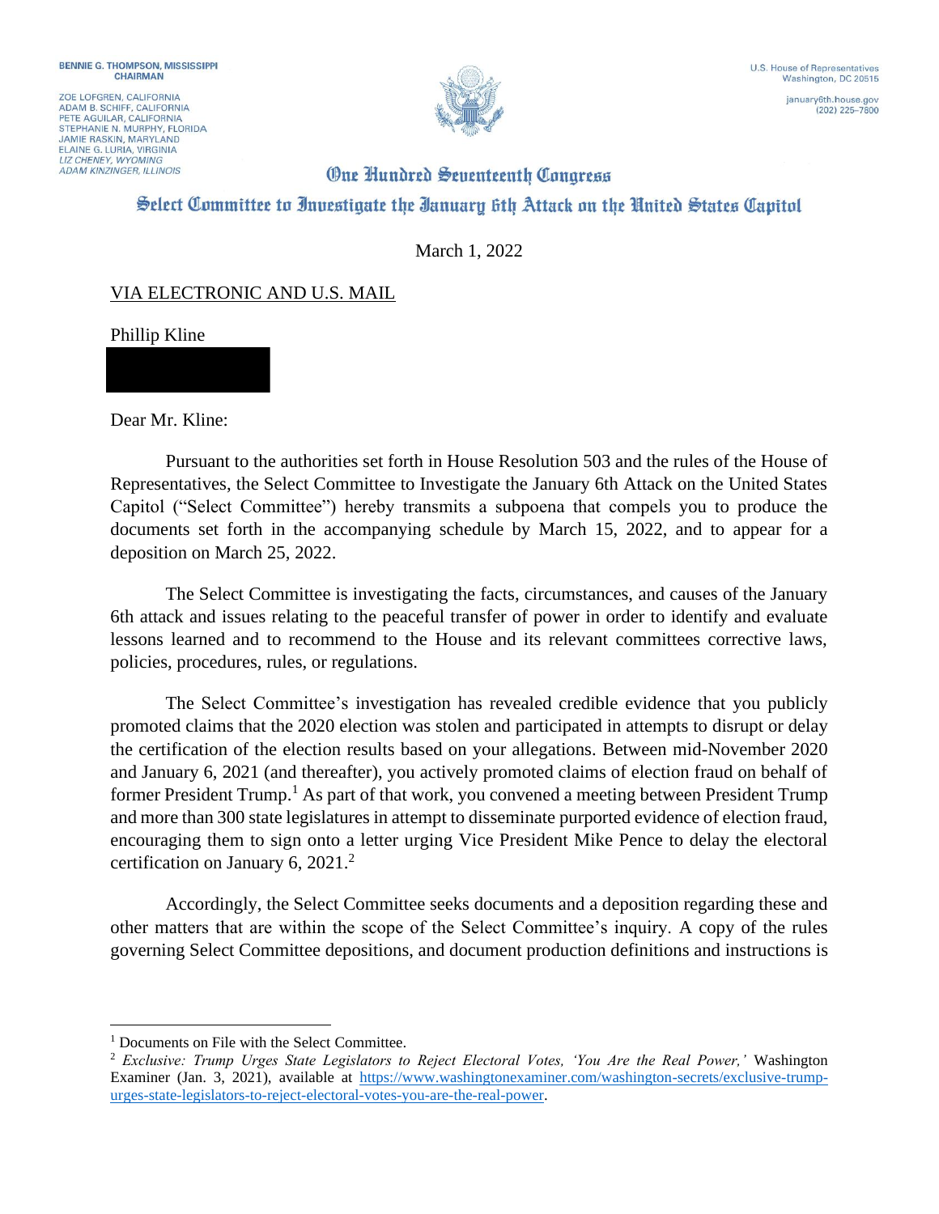BENNIE G. THOMPSON, MISSISSIPPI
CHAIRMAN

ZOE LOFGREN, CALIFORNIA
ADAM B. SCHIFF, CALIFORNIA
PETE AGUILAR, CALIFORNIA
STEPHANIE N. MURPHY, FLORIDA
JAMIE RASKIN, MARYLAND
ELAINE G. LURIA, VIRGINIA
*LIZ CHENEY, WYOMING*
*ADAM KINZINGER, ILLINOIS*

U.S. House of Representatives
Washington, DC 20515

january6th.house.gov
(202) 225-7800

# One Hundred Seventeenth Congress

## Select Committee to Investigate the January 6th Attack on the United States Capitol

March 1, 2022

VIA ELECTRONIC AND U.S. MAIL

Phillip Kline

Dear Mr. Kline:

Pursuant to the authorities set forth in House Resolution 503 and the rules of the House of Representatives, the Select Committee to Investigate the January 6th Attack on the United States Capitol ("Select Committee") hereby transmits a subpoena that compels you to produce the documents set forth in the accompanying schedule by March 15, 2022, and to appear for a deposition on March 25, 2022.

The Select Committee is investigating the facts, circumstances, and causes of the January 6th attack and issues relating to the peaceful transfer of power in order to identify and evaluate lessons learned and to recommend to the House and its relevant committees corrective laws, policies, procedures, rules, or regulations.

The Select Committee's investigation has revealed credible evidence that you publicly promoted claims that the 2020 election was stolen and participated in attempts to disrupt or delay the certification of the election results based on your allegations. Between mid-November 2020 and January 6, 2021 (and thereafter), you actively promoted claims of election fraud on behalf of former President Trump.[1] As part of that work, you convened a meeting between President Trump and more than 300 state legislatures in attempt to disseminate purported evidence of election fraud, encouraging them to sign onto a letter urging Vice President Mike Pence to delay the electoral certification on January 6, 2021.[2]

Accordingly, the Select Committee seeks documents and a deposition regarding these and other matters that are within the scope of the Select Committee's inquiry. A copy of the rules governing Select Committee depositions, and document production definitions and instructions is

---

[1] Documents on File with the Select Committee.

[2] *Exclusive: Trump Urges State Legislators to Reject Electoral Votes, 'You Are the Real Power,'* Washington Examiner (Jan. 3, 2021), available at https://www.washingtonexaminer.com/washington-secrets/exclusive-trump-urges-state-legislators-to-reject-electoral-votes-you-are-the-real-power.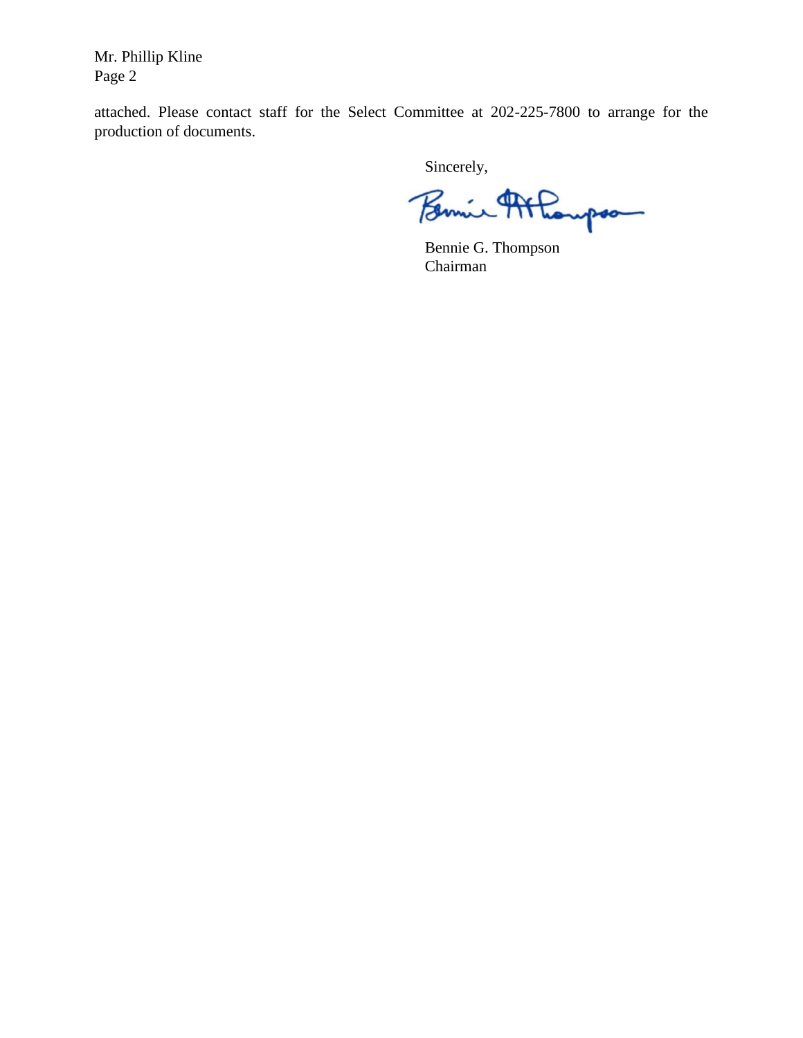attached. Please contact staff for the Select Committee at 202-225-7800 to arrange for the production of documents.

Sincerely,

Bennie G. Thompson
Chairman